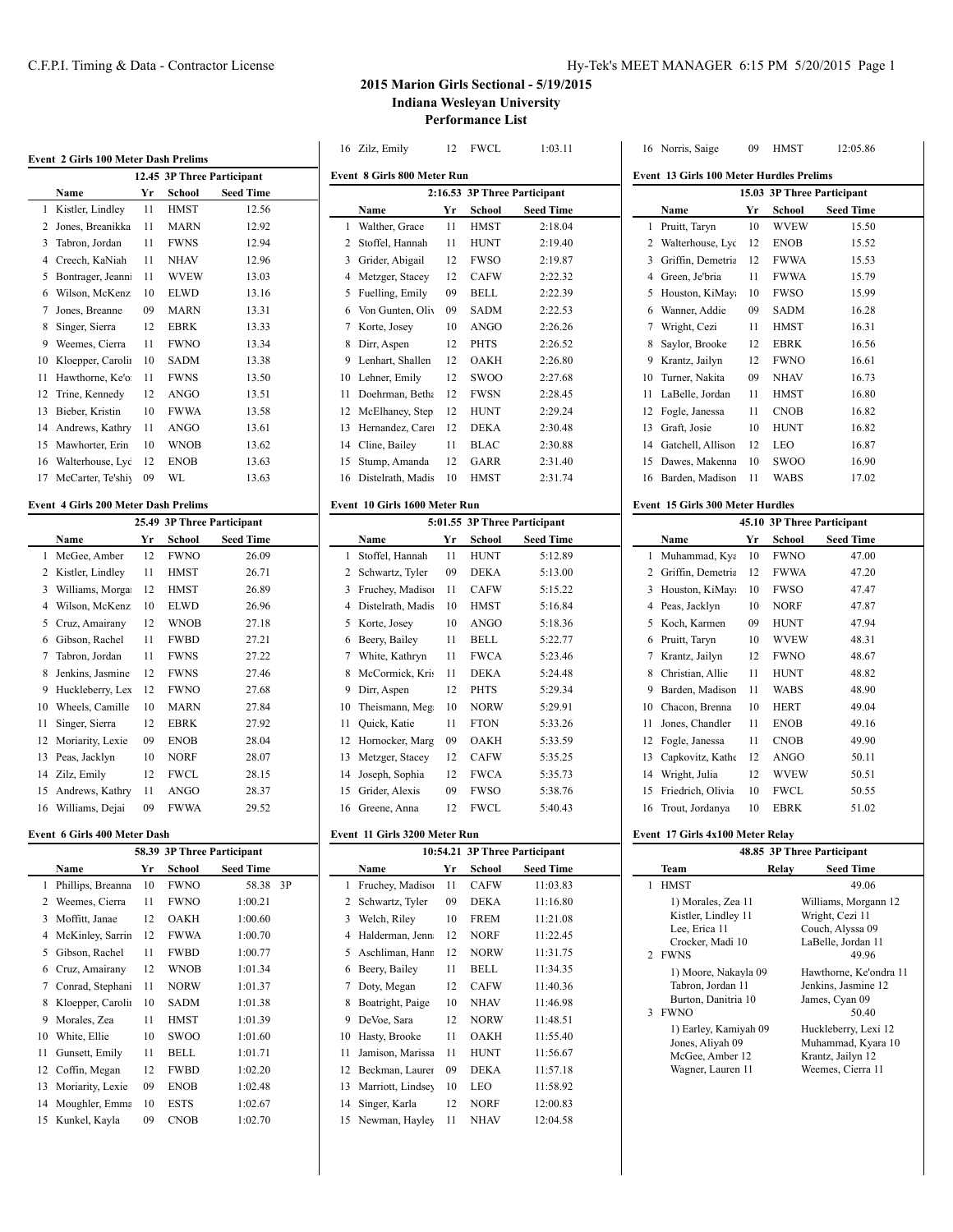# 2015 Marion Girls Sectional - 5/19/2015

## Indiana Wesleyan University

## Performance List

### Event 2 Girls 100 Meter Dash Prelims

| | Name | Yr | School | Seed Time |
|---|---|---|---|---|
| | | | 12.45 | 3P Three Participant |
| 1 | Kistler, Lindley | 11 | HMST | 12.56 |
| 2 | Jones, Breanikka | 11 | MARN | 12.92 |
| 3 | Tabron, Jordan | 11 | FWNS | 12.94 |
| 4 | Creech, KaNiah | 11 | NHAV | 12.96 |
| 5 | Bontrager, Jeanni | 11 | WVEW | 13.03 |
| 6 | Wilson, McKenz | 10 | ELWD | 13.16 |
| 7 | Jones, Breanne | 09 | MARN | 13.31 |
| 8 | Singer, Sierra | 12 | EBRK | 13.33 |
| 9 | Weemes, Cierra | 11 | FWNO | 13.34 |
| 10 | Kloepper, Carolin | 10 | SADM | 13.38 |
| 11 | Hawthorne, Ke'o | 11 | FWNS | 13.50 |
| 12 | Trine, Kennedy | 12 | ANGO | 13.51 |
| 13 | Bieber, Kristin | 10 | FWWA | 13.58 |
| 14 | Andrews, Kathry | 11 | ANGO | 13.61 |
| 15 | Mawhorter, Erin | 10 | WNOB | 13.62 |
| 16 | Walterhouse, Lyd | 12 | ENOB | 13.63 |
| 17 | McCarter, Te'shiy | 09 | WL | 13.63 |

### Event 4 Girls 200 Meter Dash Prelims

| | Name | Yr | School | Seed Time |
|---|---|---|---|---|
| | | | 25.49 | 3P Three Participant |
| 1 | McGee, Amber | 12 | FWNO | 26.09 |
| 2 | Kistler, Lindley | 11 | HMST | 26.71 |
| 3 | Williams, Morgan | 12 | HMST | 26.89 |
| 4 | Wilson, McKenz | 10 | ELWD | 26.96 |
| 5 | Cruz, Amairany | 12 | WNOB | 27.18 |
| 6 | Gibson, Rachel | 11 | FWBD | 27.21 |
| 7 | Tabron, Jordan | 11 | FWNS | 27.22 |
| 8 | Jenkins, Jasmine | 12 | FWNS | 27.46 |
| 9 | Huckleberry, Lex | 12 | FWNO | 27.68 |
| 10 | Wheels, Camille | 10 | MARN | 27.84 |
| 11 | Singer, Sierra | 12 | EBRK | 27.92 |
| 12 | Moriarity, Lexie | 09 | ENOB | 28.04 |
| 13 | Peas, Jacklyn | 10 | NORF | 28.07 |
| 14 | Zilz, Emily | 12 | FWCL | 28.15 |
| 15 | Andrews, Kathry | 11 | ANGO | 28.37 |
| 16 | Williams, Dejai | 09 | FWWA | 29.52 |

### Event 6 Girls 400 Meter Dash

| | Name | Yr | School | Seed Time | |
|---|---|---|---|---|---|
| | | | 58.39 | 3P Three Participant | |
| 1 | Phillips, Breanna | 10 | FWNO | 58.38 | 3P |
| 2 | Weemes, Cierra | 11 | FWNO | 1:00.21 | |
| 3 | Moffitt, Janae | 12 | OAKH | 1:00.60 | |
| 4 | McKinley, Sarrin | 12 | FWWA | 1:00.70 | |
| 5 | Gibson, Rachel | 11 | FWBD | 1:00.77 | |
| 6 | Cruz, Amairany | 12 | WNOB | 1:01.34 | |
| 7 | Conrad, Stephani | 11 | NORW | 1:01.37 | |
| 8 | Kloepper, Carolin | 10 | SADM | 1:01.38 | |
| 9 | Morales, Zea | 11 | HMST | 1:01.39 | |
| 10 | White, Ellie | 10 | SWOO | 1:01.60 | |
| 11 | Gunsett, Emily | 11 | BELL | 1:01.71 | |
| 12 | Coffin, Megan | 12 | FWBD | 1:02.20 | |
| 13 | Moriarity, Lexie | 09 | ENOB | 1:02.48 | |
| 14 | Moughler, Emma | 10 | ESTS | 1:02.67 | |
| 15 | Kunkel, Kayla | 09 | CNOB | 1:02.70 | |
| 16 | Zilz, Emily | 12 | FWCL | 1:03.11 | |

### Event 8 Girls 800 Meter Run

| | Name | Yr | School | Seed Time |
|---|---|---|---|---|
| | | | 2:16.53 | 3P Three Participant |
| 1 | Walther, Grace | 11 | HMST | 2:18.04 |
| 2 | Stoffel, Hannah | 11 | HUNT | 2:19.40 |
| 3 | Grider, Abigail | 12 | FWSO | 2:19.87 |
| 4 | Metzger, Stacey | 12 | CAFW | 2:22.32 |
| 5 | Fuelling, Emily | 09 | BELL | 2:22.39 |
| 6 | Von Gunten, Oliv | 09 | SADM | 2:22.53 |
| 7 | Korte, Josey | 10 | ANGO | 2:26.26 |
| 8 | Dirr, Aspen | 12 | PHTS | 2:26.52 |
| 9 | Lenhart, Shallen | 12 | OAKH | 2:26.80 |
| 10 | Lehner, Emily | 12 | SWOO | 2:27.68 |
| 11 | Doehrman, Betha | 12 | FWSN | 2:28.45 |
| 12 | McElhaney, Step | 12 | HUNT | 2:29.24 |
| 13 | Hernandez, Carei | 12 | DEKA | 2:30.48 |
| 14 | Cline, Bailey | 11 | BLAC | 2:30.88 |
| 15 | Stump, Amanda | 12 | GARR | 2:31.40 |
| 16 | Distelrath, Madis | 10 | HMST | 2:31.74 |

### Event 10 Girls 1600 Meter Run

| | Name | Yr | School | Seed Time |
|---|---|---|---|---|
| | | | 5:01.55 | 3P Three Participant |
| 1 | Stoffel, Hannah | 11 | HUNT | 5:12.89 |
| 2 | Schwartz, Tyler | 09 | DEKA | 5:13.00 |
| 3 | Fruchey, Madison | 11 | CAFW | 5:15.22 |
| 4 | Distelrath, Madis | 10 | HMST | 5:16.84 |
| 5 | Korte, Josey | 10 | ANGO | 5:18.36 |
| 6 | Beery, Bailey | 11 | BELL | 5:22.77 |
| 7 | White, Kathryn | 11 | FWCA | 5:23.46 |
| 8 | McCormick, Kris | 11 | DEKA | 5:24.48 |
| 9 | Dirr, Aspen | 12 | PHTS | 5:29.34 |
| 10 | Theismann, Meg | 10 | NORW | 5:29.91 |
| 11 | Quick, Katie | 11 | FTON | 5:33.26 |
| 12 | Hornocker, Marg | 09 | OAKH | 5:33.59 |
| 13 | Metzger, Stacey | 12 | CAFW | 5:35.25 |
| 14 | Joseph, Sophia | 12 | FWCA | 5:35.73 |
| 15 | Grider, Alexis | 09 | FWSO | 5:38.76 |
| 16 | Greene, Anna | 12 | FWCL | 5:40.43 |

### Event 11 Girls 3200 Meter Run

| | Name | Yr | School | Seed Time |
|---|---|---|---|---|
| | | | 10:54.21 | 3P Three Participant |
| 1 | Fruchey, Madison | 11 | CAFW | 11:03.83 |
| 2 | Schwartz, Tyler | 09 | DEKA | 11:16.80 |
| 3 | Welch, Riley | 10 | FREM | 11:21.08 |
| 4 | Halderman, Jenn | 12 | NORF | 11:22.45 |
| 5 | Aschliman, Hann | 12 | NORW | 11:31.75 |
| 6 | Beery, Bailey | 11 | BELL | 11:34.35 |
| 7 | Doty, Megan | 12 | CAFW | 11:40.36 |
| 8 | Boatright, Paige | 10 | NHAV | 11:46.98 |
| 9 | DeVoe, Sara | 12 | NORW | 11:48.51 |
| 10 | Hasty, Brooke | 11 | OAKH | 11:55.40 |
| 11 | Jamison, Marissa | 11 | HUNT | 11:56.67 |
| 12 | Beckman, Laurer | 09 | DEKA | 11:57.18 |
| 13 | Marriott, Lindsey | 10 | LEO | 11:58.92 |
| 14 | Singer, Karla | 12 | NORF | 12:00.83 |
| 15 | Newman, Hayley | 11 | NHAV | 12:04.58 |
| 16 | Norris, Saige | 09 | HMST | 12:05.86 |

### Event 13 Girls 100 Meter Hurdles Prelims

| | Name | Yr | School | Seed Time |
|---|---|---|---|---|
| | | | 15.03 | 3P Three Participant |
| 1 | Pruitt, Taryn | 10 | WVEW | 15.50 |
| 2 | Walterhouse, Lyc | 12 | ENOB | 15.52 |
| 3 | Griffin, Demetria | 12 | FWWA | 15.53 |
| 4 | Green, Je'bria | 11 | FWWA | 15.79 |
| 5 | Houston, KiMaya | 10 | FWSO | 15.99 |
| 6 | Wanner, Addie | 09 | SADM | 16.28 |
| 7 | Wright, Cezi | 11 | HMST | 16.31 |
| 8 | Saylor, Brooke | 12 | EBRK | 16.56 |
| 9 | Krantz, Jailyn | 12 | FWNO | 16.61 |
| 10 | Turner, Nakita | 09 | NHAV | 16.73 |
| 11 | LaBelle, Jordan | 11 | HMST | 16.80 |
| 12 | Fogle, Janessa | 11 | CNOB | 16.82 |
| 13 | Graft, Josie | 10 | HUNT | 16.82 |
| 14 | Gatchell, Allison | 12 | LEO | 16.87 |
| 15 | Dawes, Makenna | 10 | SWOO | 16.90 |
| 16 | Barden, Madison | 11 | WABS | 17.02 |

### Event 15 Girls 300 Meter Hurdles

| | Name | Yr | School | Seed Time |
|---|---|---|---|---|
| | | | 45.10 | 3P Three Participant |
| 1 | Muhammad, Kya | 10 | FWNO | 47.00 |
| 2 | Griffin, Demetria | 12 | FWWA | 47.20 |
| 3 | Houston, KiMaya | 10 | FWSO | 47.47 |
| 4 | Peas, Jacklyn | 10 | NORF | 47.87 |
| 5 | Koch, Karmen | 09 | HUNT | 47.94 |
| 6 | Pruitt, Taryn | 10 | WVEW | 48.31 |
| 7 | Krantz, Jailyn | 12 | FWNO | 48.67 |
| 8 | Christian, Allie | 11 | HUNT | 48.82 |
| 9 | Barden, Madison | 11 | WABS | 48.90 |
| 10 | Chacon, Brenna | 10 | HERT | 49.04 |
| 11 | Jones, Chandler | 11 | ENOB | 49.16 |
| 12 | Fogle, Janessa | 11 | CNOB | 49.90 |
| 13 | Capkovitz, Kathe | 12 | ANGO | 50.11 |
| 14 | Wright, Julia | 12 | WVEW | 50.51 |
| 15 | Friedrich, Olivia | 10 | FWCL | 50.55 |
| 16 | Trout, Jordanya | 10 | EBRK | 51.02 |

### Event 17 Girls 4x100 Meter Relay

48.85 3P Three Participant

| | Team | Relay | Seed Time |
|---|---|---|---|
| 1 | HMST | | 49.06 |
| | 1) Morales, Zea 11 | 2) Williams, Morgann 12 | |
| | 3) Kistler, Lindley 11 | 4) Wright, Cezi 11 | |
| | 5) Lee, Erica 11 | 6) Couch, Alyssa 09 | |
| | 7) Crocker, Madi 10 | 8) LaBelle, Jordan 11 | |
| 2 | FWNS | | 49.96 |
| | 1) Moore, Nakayla 09 | 2) Hawthorne, Ke'ondra 11 | |
| | 3) Tabron, Jordan 11 | 4) Jenkins, Jasmine 12 | |
| | 5) Burton, Danitria 10 | 6) James, Cyan 09 | |
| 3 | FWNO | | 50.40 |
| | 1) Earley, Kamiyah 09 | 2) Huckleberry, Lexi 12 | |
| | 3) Jones, Aliyah 09 | 4) Muhammad, Kyara 10 | |
| | 5) McGee, Amber 12 | 6) Krantz, Jailyn 12 | |
| | 7) Wagner, Lauren 11 | 8) Weemes, Cierra 11 | |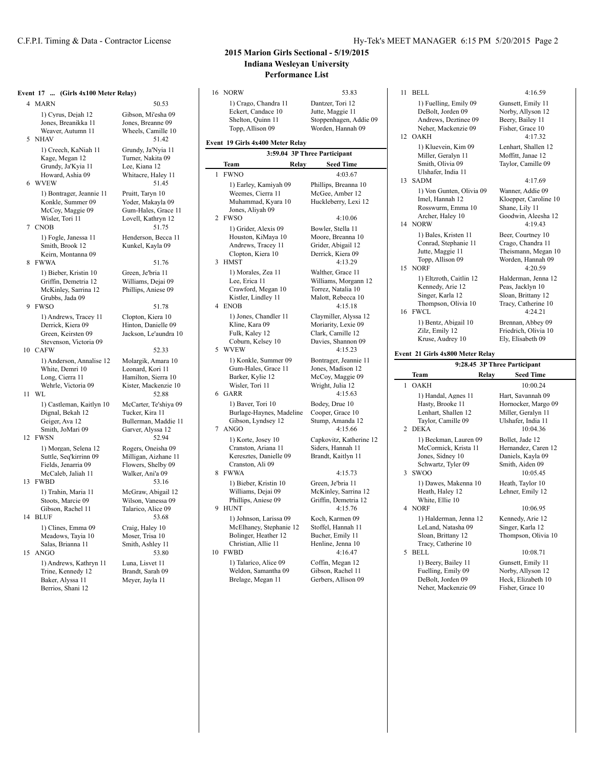## 2015 Marion Girls Sectional - 5/19/2015

### Indiana Wesleyan University

### Performance List

**Event 17 ... (Girls 4x100 Meter Relay)**

4 MARN 50.53
1) Cyrus, Dejah 12 | Gibson, Mi'esha 09
Jones, Breanikka 11 | Jones, Breanne 09
Weaver, Autumn 11 | Wheels, Camille 10

5 NHAV 51.42
1) Creech, KaNiah 11 | Grundy, Ja'Nyia 11
Kage, Megan 12 | Turner, Nakita 09
Grundy, Ja'Kyia 11 | Lee, Kiana 12
Howard, Ashia 09 | Whitacre, Haley 11

6 WVEW 51.45
1) Bontrager, Jeannie 11 | Pruitt, Taryn 10
Konkle, Summer 09 | Yoder, Makayla 09
McCoy, Maggie 09 | Gum-Hales, Grace 11
Wisler, Tori 11 | Lovell, Kathryn 12

7 CNOB 51.75
1) Fogle, Janessa 11 | Henderson, Becca 11
Smith, Brook 12 | Kunkel, Kayla 09
Keirn, Montanna 09

8 FWWA 51.76
1) Bieber, Kristin 10 | Green, Je'bria 11
Griffin, Demetria 12 | Williams, Dejai 09
McKinley, Sarrina 12 | Phillips, Aniese 09
Grubbs, Jada 09

9 FWSO 51.78
1) Andrews, Tracey 11 | Clopton, Kiera 10
Derrick, Kiera 09 | Hinton, Danielle 09
Green, Keirsten 09 | Jackson, Le'aundra 10
Stevenson, Victoria 09

10 CAFW 52.33
1) Anderson, Annalise 12 | Molargik, Amara 10
White, Demri 10 | Leonard, Kori 11
Long, Cierra 11 | Hamilton, Sierra 10
Wehrle, Victoria 09 | Kister, Mackenzie 10

11 WL 52.88
1) Castleman, Kaitlyn 10 | McCarter, Te'shiya 09
Dignal, Bekah 12 | Tucker, Kira 11
Geiger, Ava 12 | Bullerman, Maddie 11
Smith, JoMari 09 | Garver, Alyssa 12

12 FWSN 52.94
1) Morgan, Selena 12 | Rogers, Oneisha 09
Suttle, Seq'kirrinn 09 | Milligan, Aizhane 11
Fields, Jenarria 09 | Flowers, Shelby 09
McCaleb, Jaliah 11 | Walker, Ani'a 09

13 FWBD 53.16
1) Trahin, Maria 11 | McGraw, Abigail 12
Stoots, Marcie 09 | Wilson, Vanessa 09
Gibson, Rachel 11 | Talarico, Alice 09

14 BLUF 53.68
1) Clines, Emma 09 | Craig, Haley 10
Meadows, Tayia 10 | Moser, Trisa 10
Salas, Brianna 11 | Smith, Ashley 11

15 ANGO 53.80
1) Andrews, Kathryn 11 | Luna, Lisvet 11
Trine, Kennedy 12 | Brandt, Sarah 09
Baker, Alyssa 11 | Meyer, Jayla 11
Berrios, Shani 12

16 NORW 53.83
1) Crago, Chandra 11 | Dantzer, Tori 12
Eckert, Candace 10 | Jutte, Maggie 11
Shelton, Quinn 11 | Stoppenhagen, Addie 09
Topp, Allison 09 | Worden, Hannah 09

**Event 19 Girls 4x400 Meter Relay**

3:59.04 3P Three Participant

| Team | Relay | Seed Time |
|---|---|---|

1 FWNO 4:03.67
1) Earley, Kamiyah 09 | Phillips, Breanna 10
Weemes, Cierra 11 | McGee, Amber 12
Muhammad, Kyara 10 | Huckleberry, Lexi 12
Jones, Aliyah 09

2 FWSO 4:10.06
1) Grider, Alexis 09 | Bowler, Stella 11
Houston, KiMaya 10 | Moore, Breanna 10
Andrews, Tracey 11 | Grider, Abigail 12
Clopton, Kiera 10 | Derrick, Kiera 09

3 HMST 4:13.29
1) Morales, Zea 11 | Walther, Grace 11
Lee, Erica 11 | Williams, Morgann 12
Crawford, Megan 10 | Torrez, Natalia 10
Kistler, Lindley 11 | Malott, Rebecca 10

4 ENOB 4:15.18
1) Jones, Chandler 11 | Claymiller, Alyssa 12
Kline, Kara 09 | Moriarity, Lexie 09
Fulk, Kaley 12 | Clark, Camille 12
Coburn, Kelsey 10 | Davies, Shannon 09

5 WVEW 4:15.23
1) Konkle, Summer 09 | Bontrager, Jeannie 11
Gum-Hales, Grace 11 | Jones, Madison 12
Barker, Kylie 12 | McCoy, Maggie 09
Wisler, Tori 11 | Wright, Julia 12

6 GARR 4:15.63
1) Baver, Tori 10 | Bodey, Drue 10
Burlage-Haynes, Madeline | Cooper, Grace 10
Gibson, Lyndsey 12 | Stump, Amanda 12

7 ANGO 4:15.66
1) Korte, Josey 10 | Capkovitz, Katherine 12
Cranston, Ariana 11 | Siders, Hannah 11
Keresztes, Danielle 09 | Brandt, Kaitlyn 11
Cranston, Ali 09

8 FWWA 4:15.73
1) Bieber, Kristin 10 | Green, Je'bria 11
Williams, Dejai 09 | McKinley, Sarrina 12
Phillips, Aniese 09 | Griffin, Demetria 12

9 HUNT 4:15.76
1) Johnson, Larissa 09 | Koch, Karmen 09
McElhaney, Stephanie 12 | Stoffel, Hannah 11
Bolinger, Heather 12 | Bucher, Emily 11
Christian, Allie 11 | Henline, Jenna 10

10 FWBD 4:16.47
1) Talarico, Alice 09 | Coffin, Megan 12
Weldon, Samantha 09 | Gibson, Rachel 11
Brelage, Megan 11 | Gerbers, Allison 09

11 BELL 4:16.59
1) Fuelling, Emily 09 | Gunsett, Emily 11
DeBolt, Jorden 09 | Norby, Allyson 12
Andrews, Deztinee 09 | Beery, Bailey 11
Neher, Mackenzie 09 | Fisher, Grace 10

12 OAKH 4:17.32
1) Kluevein, Kim 09 | Lenhart, Shallen 12
Miller, Geralyn 11 | Moffitt, Janae 12
Smith, Olivia 09 | Taylor, Camille 09
Ulshafer, India 11

13 SADM 4:17.69
1) Von Gunten, Olivia 09 | Wanner, Addie 09
Imel, Hannah 12 | Kloepper, Caroline 10
Rosswurm, Emma 10 | Shane, Lily 11
Archer, Haley 10 | Goodwin, Aleesha 12

14 NORW 4:19.43
1) Bales, Kristen 11 | Beer, Courtney 10
Conrad, Stephanie 11 | Crago, Chandra 11
Jutte, Maggie 11 | Theismann, Megan 10
Topp, Allison 09 | Worden, Hannah 09

15 NORF 4:20.59
1) Eltzroth, Caitlin 12 | Halderman, Jenna 12
Kennedy, Arie 12 | Peas, Jacklyn 10
Singer, Karla 12 | Sloan, Brittany 12
Thompson, Olivia 10 | Tracy, Catherine 10

16 FWCL 4:24.21
1) Bentz, Abigail 10 | Brennan, Abbey 09
Zilz, Emily 12 | Friedrich, Olivia 10
Kruse, Audrey 10 | Ely, Elisabeth 09

**Event 21 Girls 4x800 Meter Relay**

9:28.45 3P Three Participant

| Team | Relay | Seed Time |
|---|---|---|

1 OAKH 10:00.24
1) Handal, Agnes 11 | Hart, Savannah 09
Hasty, Brooke 11 | Hornocker, Margo 09
Lenhart, Shallen 12 | Miller, Geralyn 11
Taylor, Camille 09 | Ulshafer, India 11

2 DEKA 10:04.36
1) Beckman, Lauren 09 | Bollet, Jade 12
McCormick, Krista 11 | Hernandez, Caren 12
Jones, Sidney 10 | Daniels, Kayla 09
Schwartz, Tyler 09 | Smith, Aiden 09

3 SWOO 10:05.45
1) Dawes, Makenna 10 | Heath, Taylor 10
Heath, Haley 12 | Lehner, Emily 12
White, Ellie 10

4 NORF 10:06.95
1) Halderman, Jenna 12 | Kennedy, Arie 12
LeLand, Natasha 09 | Singer, Karla 12
Sloan, Brittany 12 | Thompson, Olivia 10
Tracy, Catherine 10

5 BELL 10:08.71
1) Beery, Bailey 11 | Gunsett, Emily 11
Fuelling, Emily 09 | Norby, Allyson 12
DeBolt, Jorden 09 | Heck, Elizabeth 10
Neher, Mackenzie 09 | Fisher, Grace 10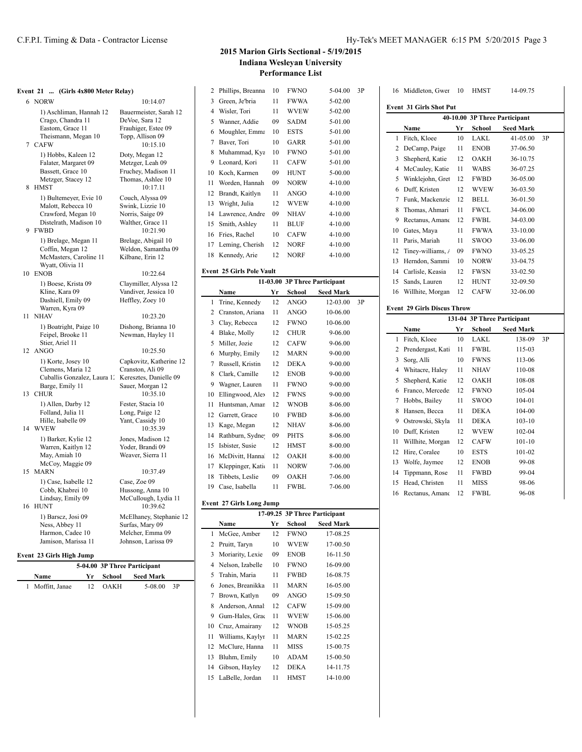## 2015 Marion Girls Sectional - 5/19/2015
## Indiana Wesleyan University
## Performance List

### Event 21 ... (Girls 4x800 Meter Relay)

6 NORW — 10:14.07
1) Aschliman, Hannah 12; Bauermeister, Sarah 12; Crago, Chandra 11; DeVoe, Sara 12; Eastom, Grace 11; Frauhiger, Estee 09; Theismann, Megan 10; Topp, Allison 09

7 CAFW — 10:15.10
1) Hobbs, Kaleen 12; Doty, Megan 12; Falater, Margaret 09; Metzger, Leah 09; Bassett, Grace 10; Fruchey, Madison 11; Metzger, Stacey 12; Thomas, Ashlee 10

8 HMST — 10:17.11
1) Bultemeyer, Evie 10; Couch, Alyssa 09; Malott, Rebecca 10; Swink, Lizzie 10; Crawford, Megan 10; Norris, Saige 09; Distelrath, Madison 10; Walther, Grace 11

9 FWBD — 10:21.90
1) Brelage, Megan 11; Brelage, Abigail 10; Coffin, Megan 12; Weldon, Samantha 09; McMasters, Caroline 11; Kilbane, Erin 12; Wyatt, Olivia 11

10 ENOB — 10:22.64
1) Boese, Krista 09; Claymiller, Alyssa 12; Kline, Kara 09; Vandiver, Jessica 10; Dashiell, Emily 09; Heffley, Zoey 10; Warren, Kyra 09

11 NHAV — 10:23.20
1) Boatright, Paige 10; Dishong, Brianna 10; Feipel, Brooke 11; Newman, Hayley 11; Stier, Ariel 11

12 ANGO — 10:25.50
1) Korte, Josey 10; Capkovitz, Katherine 12; Clemens, Maria 12; Cranston, Ali 09; Cuballis Gonzalez, Laura 1; Keresztes, Danielle 09; Barge, Emily 11; Sauer, Morgan 12

13 CHUR — 10:35.10
1) Allen, Darby 12; Fester, Stacia 10; Folland, Julia 11; Long, Paige 12; Hille, Isabelle 09; Yant, Cassidy 10

14 WVEW — 10:35.39
1) Barker, Kylie 12; Jones, Madison 12; Warren, Kaitlyn 12; Yoder, Brandi 09; May, Amiah 10; Weaver, Sierra 11; McCoy, Maggie 09

15 MARN — 10:37.49
1) Case, Isabelle 12; Case, Zoe 09; Cobb, Khabrei 10; Hussong, Anna 10; Lindsay, Emily 09; McCullough, Lydia 11

16 HUNT — 10:39.62
1) Barscz, Josi 09; McElhaney, Stephanie 12; Ness, Abbey 11; Surfas, Mary 09; Harmon, Cadee 10; Melcher, Emma 09; Jamison, Marissa 11; Johnson, Larissa 09

### Event 23 Girls High Jump

5-04.00 3P Three Participant

| | Name | Yr | School | Seed Mark | |
|---|---|---|---|---|---|
| 1 | Moffitt, Janae | 12 | OAKH | 5-08.00 | 3P |
| 2 | Phillips, Breanna | 10 | FWNO | 5-04.00 | 3P |
| 3 | Green, Je'bria | 11 | FWWA | 5-02.00 | |
| 4 | Wisler, Tori | 11 | WVEW | 5-02.00 | |
| 5 | Wanner, Addie | 09 | SADM | 5-01.00 | |
| 6 | Moughler, Emma | 10 | ESTS | 5-01.00 | |
| 7 | Baver, Tori | 10 | GARR | 5-01.00 | |
| 8 | Muhammad, Kya | 10 | FWNO | 5-01.00 | |
| 9 | Leonard, Kori | 11 | CAFW | 5-01.00 | |
| 10 | Koch, Karmen | 09 | HUNT | 5-00.00 | |
| 11 | Worden, Hannah | 09 | NORW | 4-10.00 | |
| 12 | Brandt, Kaitlyn | 11 | ANGO | 4-10.00 | |
| 13 | Wright, Julia | 12 | WVEW | 4-10.00 | |
| 14 | Lawrence, Andre | 09 | NHAV | 4-10.00 | |
| 15 | Smith, Ashley | 11 | BLUF | 4-10.00 | |
| 16 | Fries, Rachel | 10 | CAFW | 4-10.00 | |
| 17 | Leming, Cherish | 12 | NORF | 4-10.00 | |
| 18 | Kennedy, Arie | 12 | NORF | 4-10.00 | |

### Event 25 Girls Pole Vault

11-03.00 3P Three Participant

| | Name | Yr | School | Seed Mark | |
|---|---|---|---|---|---|
| 1 | Trine, Kennedy | 12 | ANGO | 12-03.00 | 3P |
| 2 | Cranston, Ariana | 11 | ANGO | 10-06.00 | |
| 3 | Clay, Rebecca | 12 | FWNO | 10-06.00 | |
| 4 | Blake, Molly | 12 | CHUR | 9-06.00 | |
| 5 | Miller, Jozie | 12 | CAFW | 9-06.00 | |
| 6 | Murphy, Emily | 12 | MARN | 9-00.00 | |
| 7 | Russell, Kristin | 12 | DEKA | 9-00.00 | |
| 8 | Clark, Camille | 12 | ENOB | 9-00.00 | |
| 9 | Wagner, Lauren | 11 | FWNO | 9-00.00 | |
| 10 | Ellingwood, Alex | 12 | FWNS | 9-00.00 | |
| 11 | Huntsman, Aman | 12 | WNOB | 8-06.00 | |
| 12 | Garrett, Grace | 10 | FWBD | 8-06.00 | |
| 13 | Kage, Megan | 12 | NHAV | 8-06.00 | |
| 14 | Rathburn, Sydney | 09 | PHTS | 8-06.00 | |
| 15 | Isbister, Susie | 12 | HMST | 8-00.00 | |
| 16 | McDivitt, Hannah | 12 | OAKH | 8-00.00 | |
| 17 | Kleppinger, Katie | 11 | NORW | 7-06.00 | |
| 18 | Tibbets, Leslie | 09 | OAKH | 7-06.00 | |
| 19 | Case, Isabella | 11 | FWBL | 7-06.00 | |

### Event 27 Girls Long Jump

17-09.25 3P Three Participant

| | Name | Yr | School | Seed Mark |
|---|---|---|---|---|
| 1 | McGee, Amber | 12 | FWNO | 17-08.25 |
| 2 | Pruitt, Taryn | 10 | WVEW | 17-00.50 |
| 3 | Moriarity, Lexie | 09 | ENOB | 16-11.50 |
| 4 | Nelson, Izabelle | 10 | FWNO | 16-09.00 |
| 5 | Trahin, Maria | 11 | FWBD | 16-08.75 |
| 6 | Jones, Breanikka | 11 | MARN | 16-05.00 |
| 7 | Brown, Katlyn | 09 | ANGO | 15-09.50 |
| 8 | Anderson, Annal | 12 | CAFW | 15-09.00 |
| 9 | Gum-Hales, Grac | 11 | WVEW | 15-06.00 |
| 10 | Cruz, Amairany | 12 | WNOB | 15-05.25 |
| 11 | Williams, Kaylyn | 11 | MARN | 15-02.25 |
| 12 | McClure, Hanna | 11 | MISS | 15-00.75 |
| 13 | Bluhm, Emily | 10 | ADAM | 15-00.50 |
| 14 | Gibson, Hayley | 12 | DEKA | 14-11.75 |
| 15 | LaBelle, Jordan | 11 | HMST | 14-10.00 |
| 16 | Middleton, Gwen | 10 | HMST | 14-09.75 |

### Event 31 Girls Shot Put

40-10.00 3P Three Participant

| | Name | Yr | School | Seed Mark | |
|---|---|---|---|---|---|
| 1 | Fitch, Kloee | 10 | LAKL | 41-05.00 | 3P |
| 2 | DeCamp, Paige | 11 | ENOB | 37-06.50 | |
| 3 | Shepherd, Katie | 12 | OAKH | 36-10.75 | |
| 4 | McCauley, Katie | 11 | WABS | 36-07.25 | |
| 5 | Winklejohn, Gret | 12 | FWBD | 36-05.00 | |
| 6 | Duff, Kristen | 12 | WVEW | 36-03.50 | |
| 7 | Funk, Mackenzie | 12 | BELL | 36-01.50 | |
| 8 | Thomas, Ahmari | 11 | FWCL | 34-06.00 | |
| 9 | Rectanus, Amanc | 12 | FWBL | 34-03.00 | |
| 10 | Gates, Maya | 11 | FWWA | 33-10.00 | |
| 11 | Paris, Mariah | 11 | SWOO | 33-06.00 | |
| 12 | Tiney-williams, A | 09 | FWNO | 33-05.25 | |
| 13 | Herndon, Sammi | 10 | NORW | 33-04.75 | |
| 14 | Carlisle, Keasia | 12 | FWSN | 33-02.50 | |
| 15 | Sands, Lauren | 12 | HUNT | 32-09.50 | |
| 16 | Willhite, Morgan | 12 | CAFW | 32-06.00 | |

### Event 29 Girls Discus Throw

131-04 3P Three Participant

| | Name | Yr | School | Seed Mark | |
|---|---|---|---|---|---|
| 1 | Fitch, Kloee | 10 | LAKL | 138-09 | 3P |
| 2 | Prendergast, Kati | 11 | FWBL | 115-03 | |
| 3 | Sorg, Alli | 10 | FWNS | 113-06 | |
| 4 | Whitacre, Haley | 11 | NHAV | 110-08 | |
| 5 | Shepherd, Katie | 12 | OAKH | 108-08 | |
| 6 | Franco, Mercede | 12 | FWNO | 105-04 | |
| 7 | Hobbs, Bailey | 11 | SWOO | 104-01 | |
| 8 | Hansen, Becca | 11 | DEKA | 104-00 | |
| 9 | Ostrowski, Skyla | 11 | DEKA | 103-10 | |
| 10 | Duff, Kristen | 12 | WVEW | 102-04 | |
| 11 | Willhite, Morgan | 12 | CAFW | 101-10 | |
| 12 | Hire, Coralee | 10 | ESTS | 101-02 | |
| 13 | Wolfe, Jaymee | 12 | ENOB | 99-08 | |
| 14 | Tippmann, Rose | 11 | FWBD | 99-04 | |
| 15 | Head, Christen | 11 | MISS | 98-06 | |
| 16 | Rectanus, Amanc | 12 | FWBL | 96-08 | |